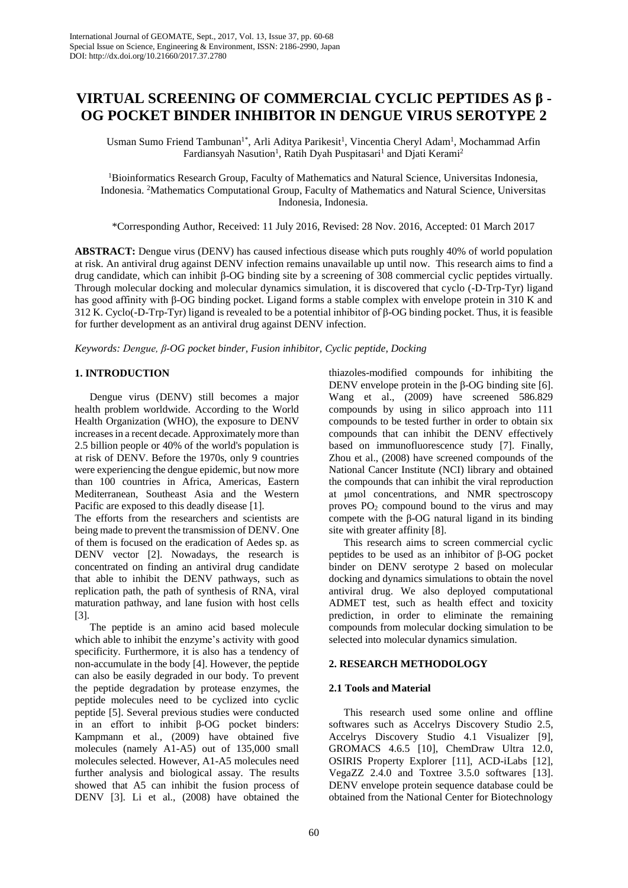# VIRTUAL SCREENING OF COMMERCIAL CYCLIC PEPTIDES AS β - OG POCKET BINDER INHIBITOR IN DENGUE VIRUS SEROTYPE 2

Usman Sumo Friend Tambunan[1*], Arli Aditya Parikesit[1], Vincentia Cheryl Adam[1], Mochammad Arfin Fardiansyah Nasution[1], Ratih Dyah Puspitasari[1] and Djati Kerami[2]

[1]Bioinformatics Research Group, Faculty of Mathematics and Natural Science, Universitas Indonesia, Indonesia. [2]Mathematics Computational Group, Faculty of Mathematics and Natural Science, Universitas Indonesia, Indonesia.

*Corresponding Author, Received: 11 July 2016, Revised: 28 Nov. 2016, Accepted: 01 March 2017

**ABSTRACT:** Dengue virus (DENV) has caused infectious disease which puts roughly 40% of world population at risk. An antiviral drug against DENV infection remains unavailable up until now. This research aims to find a drug candidate, which can inhibit β-OG binding site by a screening of 308 commercial cyclic peptides virtually. Through molecular docking and molecular dynamics simulation, it is discovered that cyclo (-D-Trp-Tyr) ligand has good affinity with β-OG binding pocket. Ligand forms a stable complex with envelope protein in 310 K and 312 K. Cyclo(-D-Trp-Tyr) ligand is revealed to be a potential inhibitor of β-OG binding pocket. Thus, it is feasible for further development as an antiviral drug against DENV infection.

*Keywords: Dengue, β-OG pocket binder, Fusion inhibitor, Cyclic peptide, Docking*

## 1. INTRODUCTION

Dengue virus (DENV) still becomes a major health problem worldwide. According to the World Health Organization (WHO), the exposure to DENV increases in a recent decade. Approximately more than 2.5 billion people or 40% of the world's population is at risk of DENV. Before the 1970s, only 9 countries were experiencing the dengue epidemic, but now more than 100 countries in Africa, Americas, Eastern Mediterranean, Southeast Asia and the Western Pacific are exposed to this deadly disease [1].

The efforts from the researchers and scientists are being made to prevent the transmission of DENV. One of them is focused on the eradication of Aedes sp. as DENV vector [2]. Nowadays, the research is concentrated on finding an antiviral drug candidate that able to inhibit the DENV pathways, such as replication path, the path of synthesis of RNA, viral maturation pathway, and lane fusion with host cells [3].

The peptide is an amino acid based molecule which able to inhibit the enzyme's activity with good specificity. Furthermore, it is also has a tendency of non-accumulate in the body [4]. However, the peptide can also be easily degraded in our body. To prevent the peptide degradation by protease enzymes, the peptide molecules need to be cyclized into cyclic peptide [5]. Several previous studies were conducted in an effort to inhibit β-OG pocket binders: Kampmann et al., (2009) have obtained five molecules (namely A1-A5) out of 135,000 small molecules selected. However, A1-A5 molecules need further analysis and biological assay. The results showed that A5 can inhibit the fusion process of DENV [3]. Li et al., (2008) have obtained the thiazoles-modified compounds for inhibiting the DENV envelope protein in the β-OG binding site [6]. Wang et al., (2009) have screened 586.829 compounds by using in silico approach into 111 compounds to be tested further in order to obtain six compounds that can inhibit the DENV effectively based on immunofluorescence study [7]. Finally, Zhou et al., (2008) have screened compounds of the National Cancer Institute (NCI) library and obtained the compounds that can inhibit the viral reproduction at μmol concentrations, and NMR spectroscopy proves $PO_2$ compound bound to the virus and may compete with the β-OG natural ligand in its binding site with greater affinity [8].

This research aims to screen commercial cyclic peptides to be used as an inhibitor of β-OG pocket binder on DENV serotype 2 based on molecular docking and dynamics simulations to obtain the novel antiviral drug. We also deployed computational ADMET test, such as health effect and toxicity prediction, in order to eliminate the remaining compounds from molecular docking simulation to be selected into molecular dynamics simulation.

## 2. RESEARCH METHODOLOGY

### 2.1 Tools and Material

This research used some online and offline softwares such as Accelrys Discovery Studio 2.5, Accelrys Discovery Studio 4.1 Visualizer [9], GROMACS 4.6.5 [10], ChemDraw Ultra 12.0, OSIRIS Property Explorer [11], ACD-iLabs [12], VegaZZ 2.4.0 and Toxtree 3.5.0 softwares [13]. DENV envelope protein sequence database could be obtained from the National Center for Biotechnology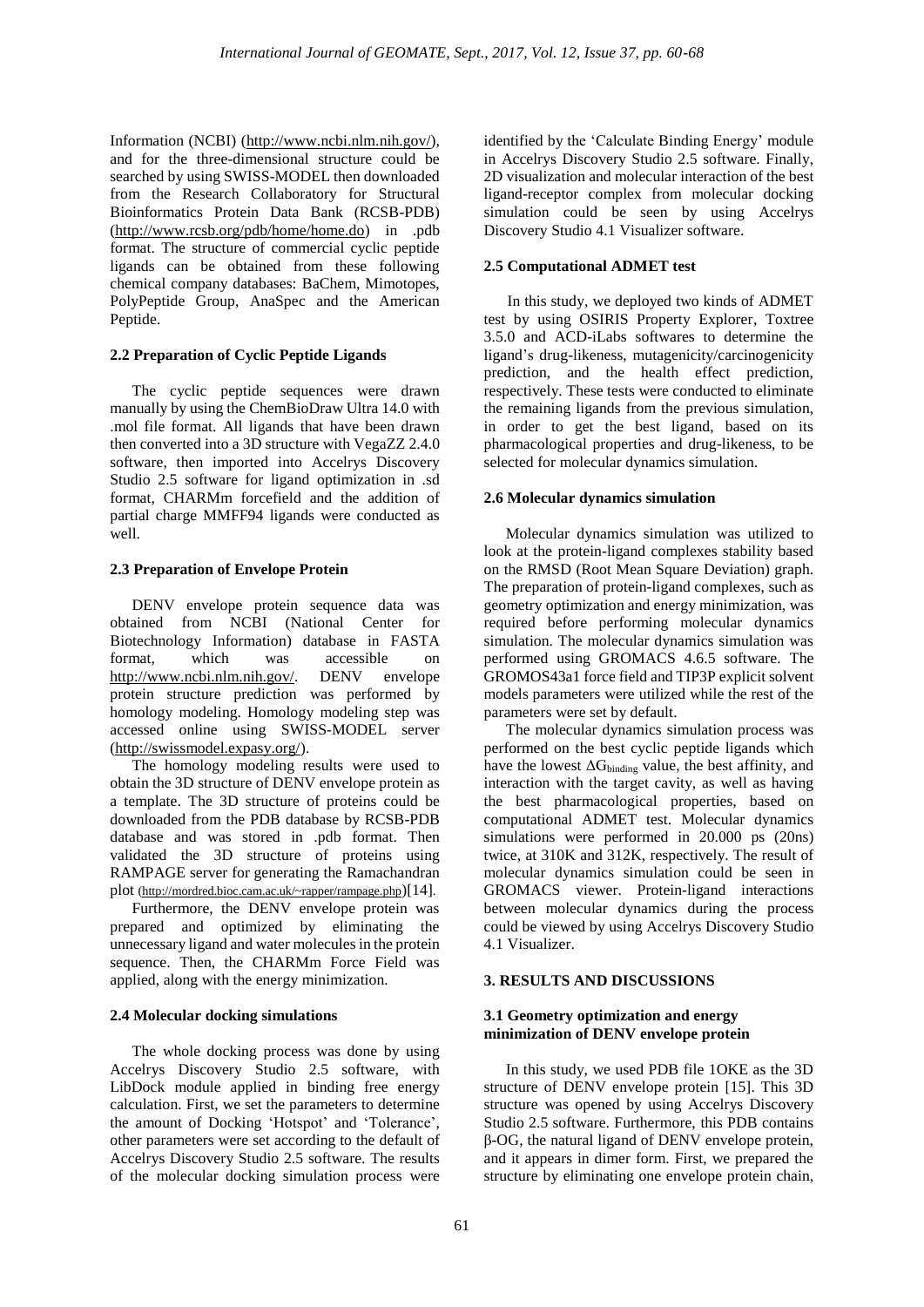Information (NCBI) (http://www.ncbi.nlm.nih.gov/), and for the three-dimensional structure could be searched by using SWISS-MODEL then downloaded from the Research Collaboratory for Structural Bioinformatics Protein Data Bank (RCSB-PDB) (http://www.rcsb.org/pdb/home/home.do) in .pdb format. The structure of commercial cyclic peptide ligands can be obtained from these following chemical company databases: BaChem, Mimotopes, PolyPeptide Group, AnaSpec and the American Peptide.

### 2.2 Preparation of Cyclic Peptide Ligands

The cyclic peptide sequences were drawn manually by using the ChemBioDraw Ultra 14.0 with .mol file format. All ligands that have been drawn then converted into a 3D structure with VegaZZ 2.4.0 software, then imported into Accelrys Discovery Studio 2.5 software for ligand optimization in .sd format, CHARMm forcefield and the addition of partial charge MMFF94 ligands were conducted as well.

### 2.3 Preparation of Envelope Protein

DENV envelope protein sequence data was obtained from NCBI (National Center for Biotechnology Information) database in FASTA format, which was accessible on http://www.ncbi.nlm.nih.gov/. DENV envelope protein structure prediction was performed by homology modeling. Homology modeling step was accessed online using SWISS-MODEL server (http://swissmodel.expasy.org/).

The homology modeling results were used to obtain the 3D structure of DENV envelope protein as a template. The 3D structure of proteins could be downloaded from the PDB database by RCSB-PDB database and was stored in .pdb format. Then validated the 3D structure of proteins using RAMPAGE server for generating the Ramachandran plot (http://mordred.bioc.cam.ac.uk/~rapper/rampage.php)[14].

Furthermore, the DENV envelope protein was prepared and optimized by eliminating the unnecessary ligand and water molecules in the protein sequence. Then, the CHARMm Force Field was applied, along with the energy minimization.

### 2.4 Molecular docking simulations

The whole docking process was done by using Accelrys Discovery Studio 2.5 software, with LibDock module applied in binding free energy calculation. First, we set the parameters to determine the amount of Docking 'Hotspot' and 'Tolerance', other parameters were set according to the default of Accelrys Discovery Studio 2.5 software. The results of the molecular docking simulation process were identified by the 'Calculate Binding Energy' module in Accelrys Discovery Studio 2.5 software. Finally, 2D visualization and molecular interaction of the best ligand-receptor complex from molecular docking simulation could be seen by using Accelrys Discovery Studio 4.1 Visualizer software.

### 2.5 Computational ADMET test

In this study, we deployed two kinds of ADMET test by using OSIRIS Property Explorer, Toxtree 3.5.0 and ACD-iLabs softwares to determine the ligand's drug-likeness, mutagenicity/carcinogenicity prediction, and the health effect prediction, respectively. These tests were conducted to eliminate the remaining ligands from the previous simulation, in order to get the best ligand, based on its pharmacological properties and drug-likeness, to be selected for molecular dynamics simulation.

### 2.6 Molecular dynamics simulation

Molecular dynamics simulation was utilized to look at the protein-ligand complexes stability based on the RMSD (Root Mean Square Deviation) graph. The preparation of protein-ligand complexes, such as geometry optimization and energy minimization, was required before performing molecular dynamics simulation. The molecular dynamics simulation was performed using GROMACS 4.6.5 software. The GROMOS43a1 force field and TIP3P explicit solvent models parameters were utilized while the rest of the parameters were set by default.

The molecular dynamics simulation process was performed on the best cyclic peptide ligands which have the lowest $\Delta G_{binding}$ value, the best affinity, and interaction with the target cavity, as well as having the best pharmacological properties, based on computational ADMET test. Molecular dynamics simulations were performed in 20.000 ps (20ns) twice, at 310K and 312K, respectively. The result of molecular dynamics simulation could be seen in GROMACS viewer. Protein-ligand interactions between molecular dynamics during the process could be viewed by using Accelrys Discovery Studio 4.1 Visualizer.

## 3. RESULTS AND DISCUSSIONS

### 3.1 Geometry optimization and energy minimization of DENV envelope protein

In this study, we used PDB file 1OKE as the 3D structure of DENV envelope protein [15]. This 3D structure was opened by using Accelrys Discovery Studio 2.5 software. Furthermore, this PDB contains β-OG, the natural ligand of DENV envelope protein, and it appears in dimer form. First, we prepared the structure by eliminating one envelope protein chain,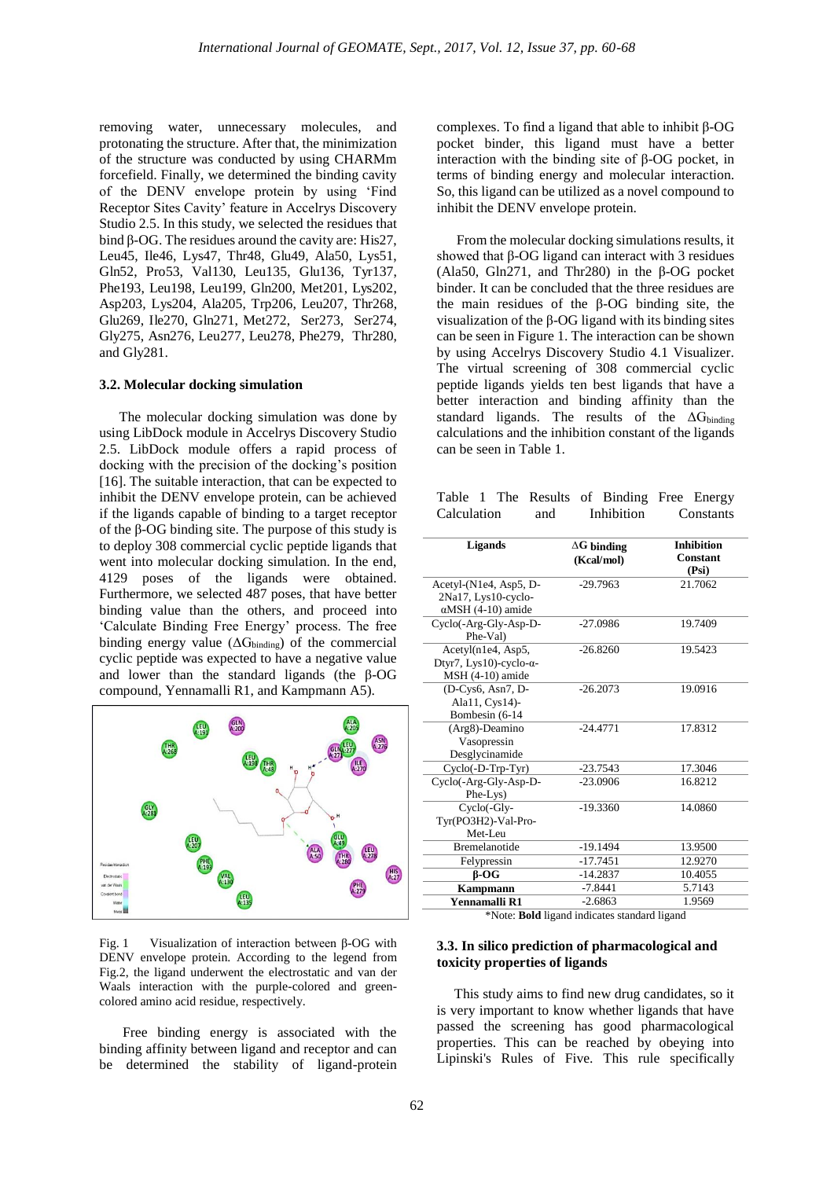removing water, unnecessary molecules, and protonating the structure. After that, the minimization of the structure was conducted by using CHARMm forcefield. Finally, we determined the binding cavity of the DENV envelope protein by using 'Find Receptor Sites Cavity' feature in Accelrys Discovery Studio 2.5. In this study, we selected the residues that bind β-OG. The residues around the cavity are: His27, Leu45, Ile46, Lys47, Thr48, Glu49, Ala50, Lys51, Gln52, Pro53, Val130, Leu135, Glu136, Tyr137, Phe193, Leu198, Leu199, Gln200, Met201, Lys202, Asp203, Lys204, Ala205, Trp206, Leu207, Thr268, Glu269, Ile270, Gln271, Met272, Ser273, Ser274, Gly275, Asn276, Leu277, Leu278, Phe279, Thr280, and Gly281.

### 3.2. Molecular docking simulation

The molecular docking simulation was done by using LibDock module in Accelrys Discovery Studio 2.5. LibDock module offers a rapid process of docking with the precision of the docking's position [16]. The suitable interaction, that can be expected to inhibit the DENV envelope protein, can be achieved if the ligands capable of binding to a target receptor of the β-OG binding site. The purpose of this study is to deploy 308 commercial cyclic peptide ligands that went into molecular docking simulation. In the end, 4129 poses of the ligands were obtained. Furthermore, we selected 487 poses, that have better binding value than the others, and proceed into 'Calculate Binding Free Energy' process. The free binding energy value ($\Delta G_{binding}$) of the commercial cyclic peptide was expected to have a negative value and lower than the standard ligands (the β-OG compound, Yennamalli R1, and Kampmann A5).

Fig. 1 Visualization of interaction between β-OG with DENV envelope protein. According to the legend from Fig.2, the ligand underwent the electrostatic and van der Waals interaction with the purple-colored and green-colored amino acid residue, respectively.

Free binding energy is associated with the binding affinity between ligand and receptor and can be determined the stability of ligand-protein complexes. To find a ligand that able to inhibit β-OG pocket binder, this ligand must have a better interaction with the binding site of β-OG pocket, in terms of binding energy and molecular interaction. So, this ligand can be utilized as a novel compound to inhibit the DENV envelope protein.

From the molecular docking simulations results, it showed that β-OG ligand can interact with 3 residues (Ala50, Gln271, and Thr280) in the β-OG pocket binder. It can be concluded that the three residues are the main residues of the β-OG binding site, the visualization of the β-OG ligand with its binding sites can be seen in Figure 1. The interaction can be shown by using Accelrys Discovery Studio 4.1 Visualizer. The virtual screening of 308 commercial cyclic peptide ligands yields ten best ligands that have a better interaction and binding affinity than the standard ligands. The results of the $\Delta G_{binding}$ calculations and the inhibition constant of the ligands can be seen in Table 1.

Table 1 The Results of Binding Free Energy Calculation and Inhibition Constants

| Ligands | ΔG binding (Kcal/mol) | Inhibition Constant (Psi) |
|---|---|---|
| Acetyl-(N1e4, Asp5, D-2Na17, Lys10-cyclo-αMSH (4-10) amide | -29.7963 | 21.7062 |
| Cyclo(-Arg-Gly-Asp-D-Phe-Val) | -27.0986 | 19.7409 |
| Acetyl(n1e4, Asp5, Dtyr7, Lys10)-cyclo-α-MSH (4-10) amide | -26.8260 | 19.5423 |
| (D-Cys6, Asn7, D-Ala11, Cys14)-Bombesin (6-14 | -26.2073 | 19.0916 |
| (Arg8)-Deamino Vasopressin Desglycinamide | -24.4771 | 17.8312 |
| Cyclo(-D-Trp-Tyr) | -23.7543 | 17.3046 |
| Cyclo(-Arg-Gly-Asp-D-Phe-Lys) | -23.0906 | 16.8212 |
| Cyclo(-Gly-Tyr(PO3H2)-Val-Pro-Met-Leu | -19.3360 | 14.0860 |
| Bremelanotide | -19.1494 | 13.9500 |
| Felypressin | -17.7451 | 12.9270 |
| **β-OG** | -14.2837 | 10.4055 |
| **Kampmann** | -7.8441 | 5.7143 |
| **Yennamalli R1** | -2.6863 | 1.9569 |

*Note: **Bold** ligand indicates standard ligand

### 3.3. In silico prediction of pharmacological and toxicity properties of ligands

This study aims to find new drug candidates, so it is very important to know whether ligands that have passed the screening has good pharmacological properties. This can be reached by obeying into Lipinski's Rules of Five. This rule specifically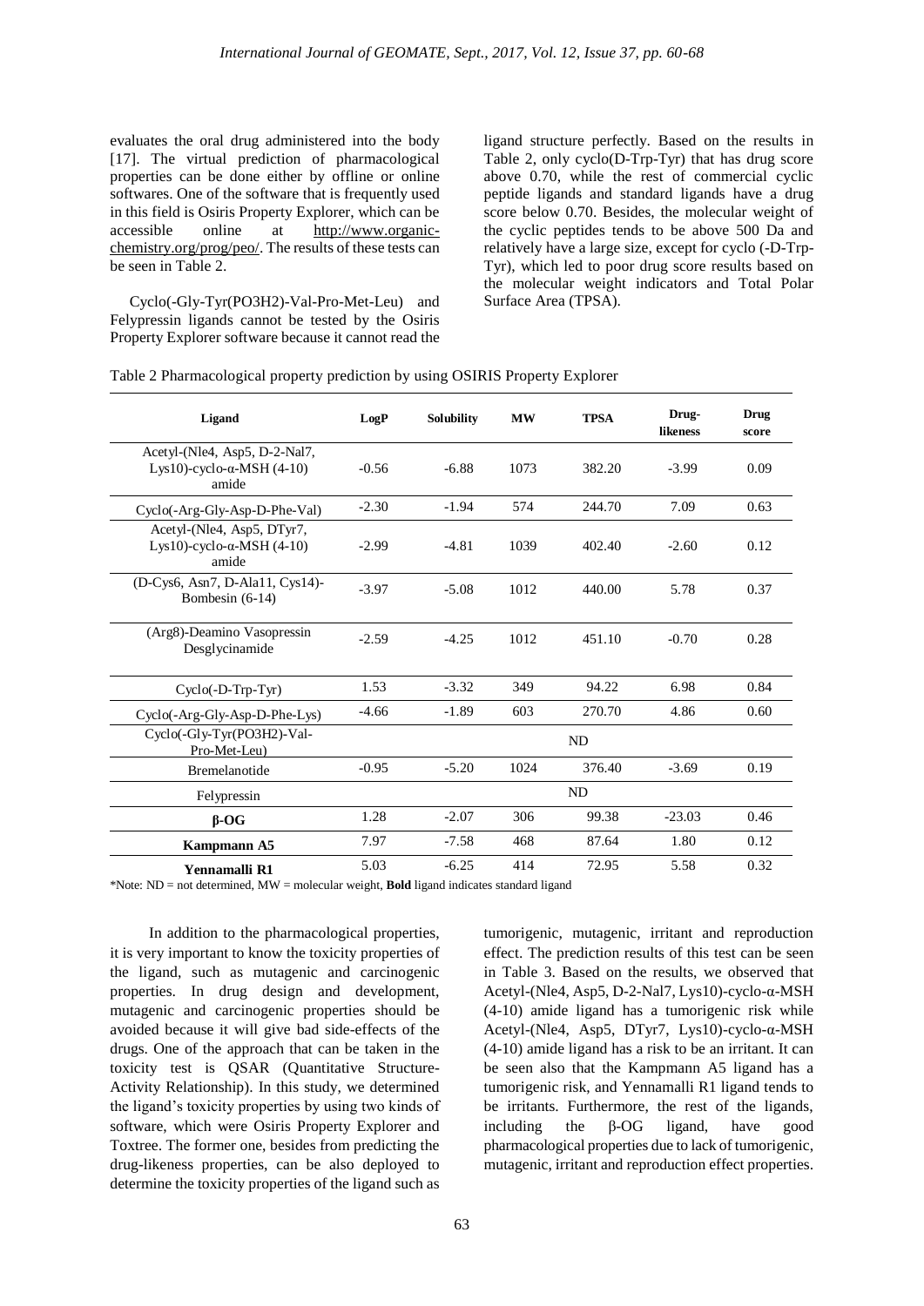evaluates the oral drug administered into the body [17]. The virtual prediction of pharmacological properties can be done either by offline or online softwares. One of the software that is frequently used in this field is Osiris Property Explorer, which can be accessible online at http://www.organic-chemistry.org/prog/peo/. The results of these tests can be seen in Table 2.

Cyclo(-Gly-Tyr(PO3H2)-Val-Pro-Met-Leu) and Felypressin ligands cannot be tested by the Osiris Property Explorer software because it cannot read the ligand structure perfectly. Based on the results in Table 2, only cyclo(D-Trp-Tyr) that has drug score above 0.70, while the rest of commercial cyclic peptide ligands and standard ligands have a drug score below 0.70. Besides, the molecular weight of the cyclic peptides tends to be above 500 Da and relatively have a large size, except for cyclo (-D-Trp-Tyr), which led to poor drug score results based on the molecular weight indicators and Total Polar Surface Area (TPSA).

Table 2 Pharmacological property prediction by using OSIRIS Property Explorer

| Ligand | LogP | Solubility | MW | TPSA | Drug-likeness | Drug score |
|---|---|---|---|---|---|---|
| Acetyl-(Nle4, Asp5, D-2-Nal7, Lys10)-cyclo-α-MSH (4-10) amide | -0.56 | -6.88 | 1073 | 382.20 | -3.99 | 0.09 |
| Cyclo(-Arg-Gly-Asp-D-Phe-Val) | -2.30 | -1.94 | 574 | 244.70 | 7.09 | 0.63 |
| Acetyl-(Nle4, Asp5, DTyr7, Lys10)-cyclo-α-MSH (4-10) amide | -2.99 | -4.81 | 1039 | 402.40 | -2.60 | 0.12 |
| (D-Cys6, Asn7, D-Ala11, Cys14)-Bombesin (6-14) | -3.97 | -5.08 | 1012 | 440.00 | 5.78 | 0.37 |
| (Arg8)-Deamino Vasopressin Desglycinamide | -2.59 | -4.25 | 1012 | 451.10 | -0.70 | 0.28 |
| Cyclo(-D-Trp-Tyr) | 1.53 | -3.32 | 349 | 94.22 | 6.98 | 0.84 |
| Cyclo(-Arg-Gly-Asp-D-Phe-Lys) | -4.66 | -1.89 | 603 | 270.70 | 4.86 | 0.60 |
| Cyclo(-Gly-Tyr(PO3H2)-Val-Pro-Met-Leu) | ND | | | | | |
| Bremelanotide | -0.95 | -5.20 | 1024 | 376.40 | -3.69 | 0.19 |
| Felypressin | ND | | | | | |
| **β-OG** | 1.28 | -2.07 | 306 | 99.38 | -23.03 | 0.46 |
| **Kampmann A5** | 7.97 | -7.58 | 468 | 87.64 | 1.80 | 0.12 |
| **Yennamalli R1** | 5.03 | -6.25 | 414 | 72.95 | 5.58 | 0.32 |

*Note: ND = not determined, MW = molecular weight, **Bold** ligand indicates standard ligand

In addition to the pharmacological properties, it is very important to know the toxicity properties of the ligand, such as mutagenic and carcinogenic properties. In drug design and development, mutagenic and carcinogenic properties should be avoided because it will give bad side-effects of the drugs. One of the approach that can be taken in the toxicity test is QSAR (Quantitative Structure-Activity Relationship). In this study, we determined the ligand's toxicity properties by using two kinds of software, which were Osiris Property Explorer and Toxtree. The former one, besides from predicting the drug-likeness properties, can be also deployed to determine the toxicity properties of the ligand such as tumorigenic, mutagenic, irritant and reproduction effect. The prediction results of this test can be seen in Table 3. Based on the results, we observed that Acetyl-(Nle4, Asp5, D-2-Nal7, Lys10)-cyclo-α-MSH (4-10) amide ligand has a tumorigenic risk while Acetyl-(Nle4, Asp5, DTyr7, Lys10)-cyclo-α-MSH (4-10) amide ligand has a risk to be an irritant. It can be seen also that the Kampmann A5 ligand has a tumorigenic risk, and Yennamalli R1 ligand tends to be irritants. Furthermore, the rest of the ligands, including the β-OG ligand, have good pharmacological properties due to lack of tumorigenic, mutagenic, irritant and reproduction effect properties.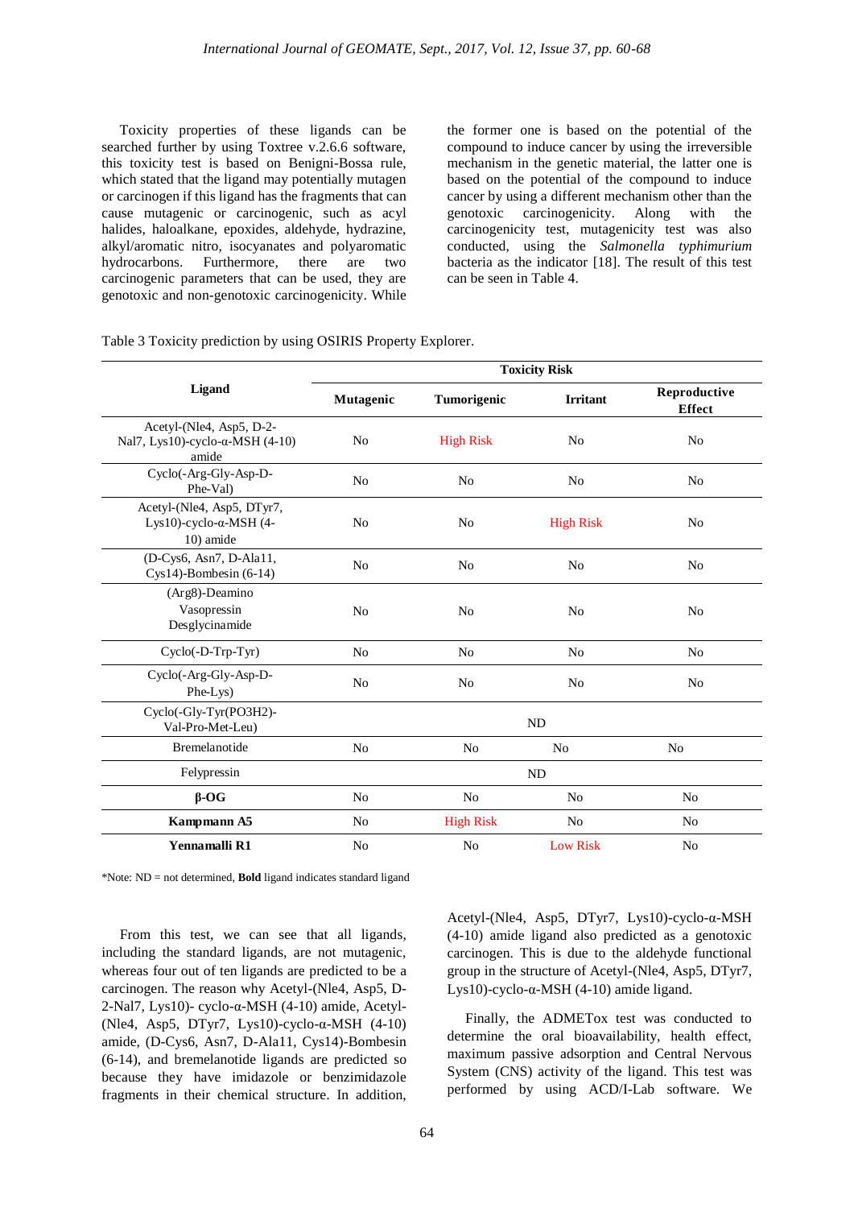Toxicity properties of these ligands can be searched further by using Toxtree v.2.6.6 software, this toxicity test is based on Benigni-Bossa rule, which stated that the ligand may potentially mutagen or carcinogen if this ligand has the fragments that can cause mutagenic or carcinogenic, such as acyl halides, haloalkane, epoxides, aldehyde, hydrazine, alkyl/aromatic nitro, isocyanates and polyaromatic hydrocarbons. Furthermore, there are two carcinogenic parameters that can be used, they are genotoxic and non-genotoxic carcinogenicity. While the former one is based on the potential of the compound to induce cancer by using the irreversible mechanism in the genetic material, the latter one is based on the potential of the compound to induce cancer by using a different mechanism other than the genotoxic carcinogenicity. Along with the carcinogenicity test, mutagenicity test was also conducted, using the *Salmonella typhimurium* bacteria as the indicator [18]. The result of this test can be seen in Table 4.

Table 3 Toxicity prediction by using OSIRIS Property Explorer.

| Ligand | Toxicity Risk | | | |
|---|---|---|---|---|
| | **Mutagenic** | **Tumorigenic** | **Irritant** | **Reproductive Effect** |
| Acetyl-(Nle4, Asp5, D-2-Nal7, Lys10)-cyclo-α-MSH (4-10) amide | No | High Risk | No | No |
| Cyclo(-Arg-Gly-Asp-D-Phe-Val) | No | No | No | No |
| Acetyl-(Nle4, Asp5, DTyr7, Lys10)-cyclo-α-MSH (4-10) amide | No | No | High Risk | No |
| (D-Cys6, Asn7, D-Ala11, Cys14)-Bombesin (6-14) | No | No | No | No |
| (Arg8)-Deamino Vasopressin Desglycinamide | No | No | No | No |
| Cyclo(-D-Trp-Tyr) | No | No | No | No |
| Cyclo(-Arg-Gly-Asp-D-Phe-Lys) | No | No | No | No |
| Cyclo(-Gly-Tyr(PO3H2)-Val-Pro-Met-Leu) | ND | | | |
| Bremelanotide | No | No | No | No |
| Felypressin | ND | | | |
| **β-OG** | No | No | No | No |
| **Kampmann A5** | No | High Risk | No | No |
| **Yennamalli R1** | No | No | Low Risk | No |

*Note: ND = not determined, **Bold** ligand indicates standard ligand

From this test, we can see that all ligands, including the standard ligands, are not mutagenic, whereas four out of ten ligands are predicted to be a carcinogen. The reason why Acetyl-(Nle4, Asp5, D-2-Nal7, Lys10)- cyclo-α-MSH (4-10) amide, Acetyl-(Nle4, Asp5, DTyr7, Lys10)-cyclo-α-MSH (4-10) amide, (D-Cys6, Asn7, D-Ala11, Cys14)-Bombesin (6-14), and bremelanotide ligands are predicted so because they have imidazole or benzimidazole fragments in their chemical structure. In addition, Acetyl-(Nle4, Asp5, DTyr7, Lys10)-cyclo-α-MSH (4-10) amide ligand also predicted as a genotoxic carcinogen. This is due to the aldehyde functional group in the structure of Acetyl-(Nle4, Asp5, DTyr7, Lys10)-cyclo-α-MSH (4-10) amide ligand.

Finally, the ADMETox test was conducted to determine the oral bioavailability, health effect, maximum passive adsorption and Central Nervous System (CNS) activity of the ligand. This test was performed by using ACD/I-Lab software. We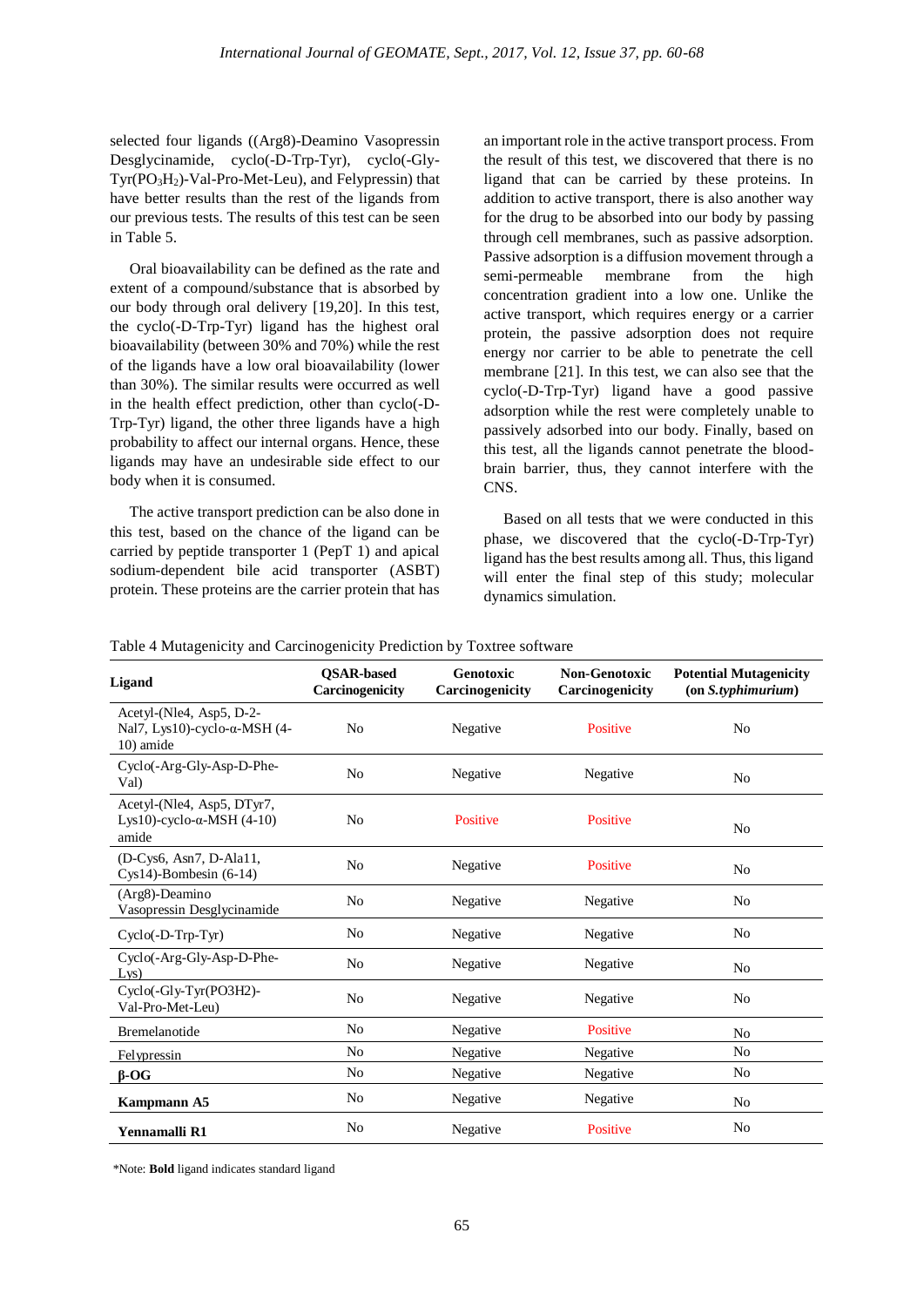selected four ligands ((Arg8)-Deamino Vasopressin Desglycinamide, cyclo(-D-Trp-Tyr), cyclo(-Gly-Tyr($PO_3H_2$)-Val-Pro-Met-Leu), and Felypressin) that have better results than the rest of the ligands from our previous tests. The results of this test can be seen in Table 5.

Oral bioavailability can be defined as the rate and extent of a compound/substance that is absorbed by our body through oral delivery [19,20]. In this test, the cyclo(-D-Trp-Tyr) ligand has the highest oral bioavailability (between 30% and 70%) while the rest of the ligands have a low oral bioavailability (lower than 30%). The similar results were occurred as well in the health effect prediction, other than cyclo(-D-Trp-Tyr) ligand, the other three ligands have a high probability to affect our internal organs. Hence, these ligands may have an undesirable side effect to our body when it is consumed.

The active transport prediction can be also done in this test, based on the chance of the ligand can be carried by peptide transporter 1 (PepT 1) and apical sodium-dependent bile acid transporter (ASBT) protein. These proteins are the carrier protein that has an important role in the active transport process. From the result of this test, we discovered that there is no ligand that can be carried by these proteins. In addition to active transport, there is also another way for the drug to be absorbed into our body by passing through cell membranes, such as passive adsorption. Passive adsorption is a diffusion movement through a semi-permeable membrane from the high concentration gradient into a low one. Unlike the active transport, which requires energy or a carrier protein, the passive adsorption does not require energy nor carrier to be able to penetrate the cell membrane [21]. In this test, we can also see that the cyclo(-D-Trp-Tyr) ligand have a good passive adsorption while the rest were completely unable to passively adsorbed into our body. Finally, based on this test, all the ligands cannot penetrate the blood-brain barrier, thus, they cannot interfere with the CNS.

Based on all tests that we were conducted in this phase, we discovered that the cyclo(-D-Trp-Tyr) ligand has the best results among all. Thus, this ligand will enter the final step of this study; molecular dynamics simulation.

Table 4 Mutagenicity and Carcinogenicity Prediction by Toxtree software

| Ligand | QSAR-based Carcinogenicity | Genotoxic Carcinogenicity | Non-Genotoxic Carcinogenicity | Potential Mutagenicity (on *S.typhimurium*) |
|---|---|---|---|---|
| Acetyl-(Nle4, Asp5, D-2-Nal7, Lys10)-cyclo-α-MSH (4-10) amide | No | Negative | Positive | No |
| Cyclo(-Arg-Gly-Asp-D-Phe-Val) | No | Negative | Negative | No |
| Acetyl-(Nle4, Asp5, DTyr7, Lys10)-cyclo-α-MSH (4-10) amide | No | Positive | Positive | No |
| (D-Cys6, Asn7, D-Ala11, Cys14)-Bombesin (6-14) | No | Negative | Positive | No |
| (Arg8)-Deamino Vasopressin Desglycinamide | No | Negative | Negative | No |
| Cyclo(-D-Trp-Tyr) | No | Negative | Negative | No |
| Cyclo(-Arg-Gly-Asp-D-Phe-Lys) | No | Negative | Negative | No |
| Cyclo(-Gly-Tyr(PO3H2)-Val-Pro-Met-Leu) | No | Negative | Negative | No |
| Bremelanotide | No | Negative | Positive | No |
| Felypressin | No | Negative | Negative | No |
| **β-OG** | No | Negative | Negative | No |
| **Kampmann A5** | No | Negative | Negative | No |
| **Yennamalli R1** | No | Negative | Positive | No |

*Note: **Bold** ligand indicates standard ligand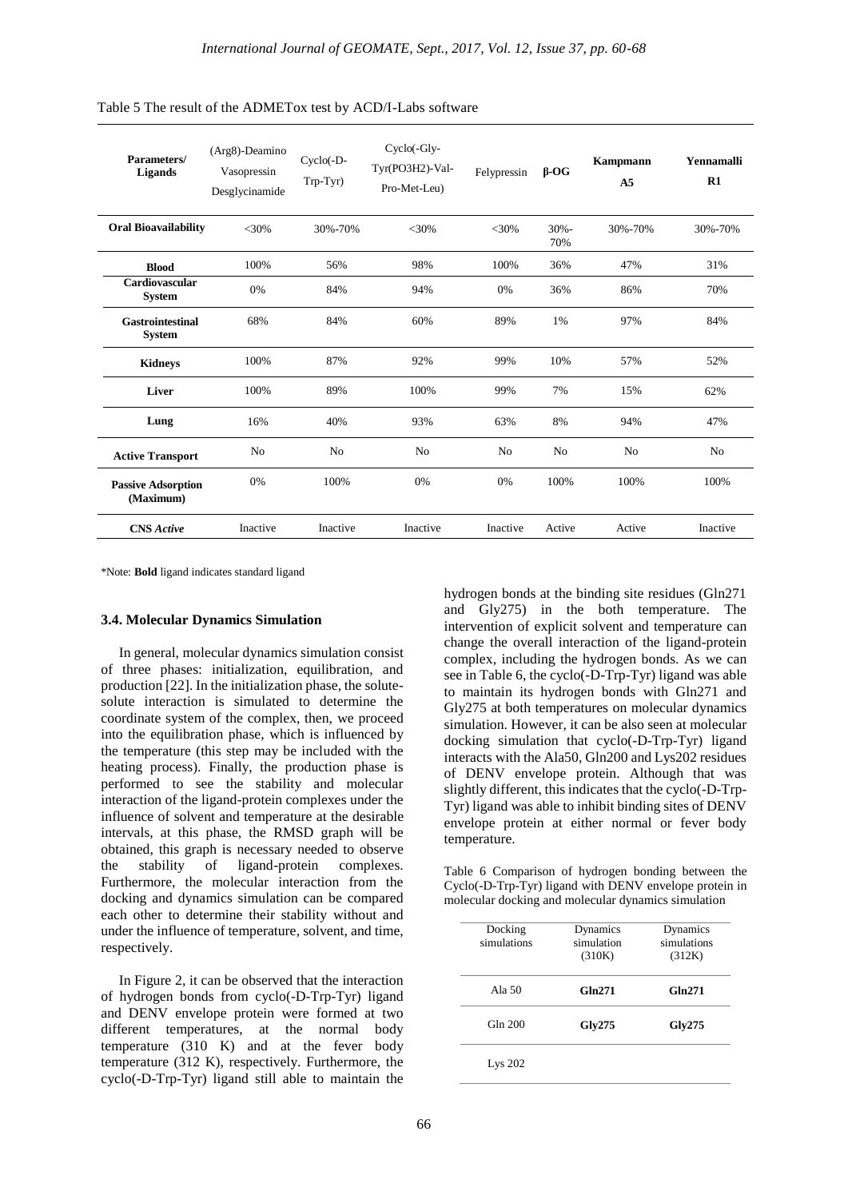Table 5 The result of the ADMETox test by ACD/I-Labs software

| Parameters/ Ligands | (Arg8)-Deamino Vasopressin Desglycinamide | Cyclo(-D-Trp-Tyr) | Cyclo(-Gly-Tyr(PO3H2)-Val-Pro-Met-Leu) | Felypressin | **β-OG** | **Kampmann A5** | **Yennamalli R1** |
|---|---|---|---|---|---|---|---|
| **Oral Bioavailability** | <30% | 30%-70% | <30% | <30% | 30%-70% | 30%-70% | 30%-70% |
| **Blood** | 100% | 56% | 98% | 100% | 36% | 47% | 31% |
| **Cardiovascular System** | 0% | 84% | 94% | 0% | 36% | 86% | 70% |
| **Gastrointestinal System** | 68% | 84% | 60% | 89% | 1% | 97% | 84% |
| **Kidneys** | 100% | 87% | 92% | 99% | 10% | 57% | 52% |
| **Liver** | 100% | 89% | 100% | 99% | 7% | 15% | 62% |
| **Lung** | 16% | 40% | 93% | 63% | 8% | 94% | 47% |
| **Active Transport** | No | No | No | No | No | No | No |
| **Passive Adsorption (Maximum)** | 0% | 100% | 0% | 0% | 100% | 100% | 100% |
| **CNS *Active*** | Inactive | Inactive | Inactive | Inactive | Active | Active | Inactive |

*Note: **Bold** ligand indicates standard ligand

### 3.4. Molecular Dynamics Simulation

In general, molecular dynamics simulation consist of three phases: initialization, equilibration, and production [22]. In the initialization phase, the solute-solute interaction is simulated to determine the coordinate system of the complex, then, we proceed into the equilibration phase, which is influenced by the temperature (this step may be included with the heating process). Finally, the production phase is performed to see the stability and molecular interaction of the ligand-protein complexes under the influence of solvent and temperature at the desirable intervals, at this phase, the RMSD graph will be obtained, this graph is necessary needed to observe the stability of ligand-protein complexes. Furthermore, the molecular interaction from the docking and dynamics simulation can be compared each other to determine their stability without and under the influence of temperature, solvent, and time, respectively.

In Figure 2, it can be observed that the interaction of hydrogen bonds from cyclo(-D-Trp-Tyr) ligand and DENV envelope protein were formed at two different temperatures, at the normal body temperature (310 K) and at the fever body temperature (312 K), respectively. Furthermore, the cyclo(-D-Trp-Tyr) ligand still able to maintain the hydrogen bonds at the binding site residues (Gln271 and Gly275) in the both temperature. The intervention of explicit solvent and temperature can change the overall interaction of the ligand-protein complex, including the hydrogen bonds. As we can see in Table 6, the cyclo(-D-Trp-Tyr) ligand was able to maintain its hydrogen bonds with Gln271 and Gly275 at both temperatures on molecular dynamics simulation. However, it can be also seen at molecular docking simulation that cyclo(-D-Trp-Tyr) ligand interacts with the Ala50, Gln200 and Lys202 residues of DENV envelope protein. Although that was slightly different, this indicates that the cyclo(-D-Trp-Tyr) ligand was able to inhibit binding sites of DENV envelope protein at either normal or fever body temperature.

Table 6 Comparison of hydrogen bonding between the Cyclo(-D-Trp-Tyr) ligand with DENV envelope protein in molecular docking and molecular dynamics simulation

| Docking simulations | Dynamics simulation (310K) | Dynamics simulations (312K) |
|---|---|---|
| Ala 50 | **Gln271** | **Gln271** |
| Gln 200 | **Gly275** | **Gly275** |
| Lys 202 | | |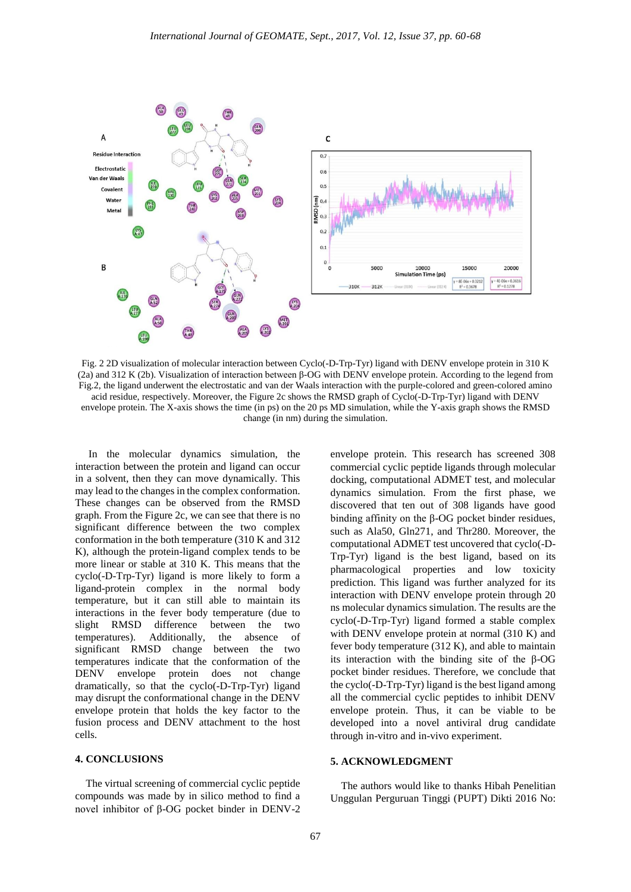Fig. 2 2D visualization of molecular interaction between Cyclo(-D-Trp-Tyr) ligand with DENV envelope protein in 310 K (2a) and 312 K (2b). Visualization of interaction between β-OG with DENV envelope protein. According to the legend from Fig.2, the ligand underwent the electrostatic and van der Waals interaction with the purple-colored and green-colored amino acid residue, respectively. Moreover, the Figure 2c shows the RMSD graph of Cyclo(-D-Trp-Tyr) ligand with DENV envelope protein. The X-axis shows the time (in ps) on the 20 ps MD simulation, while the Y-axis graph shows the RMSD change (in nm) during the simulation.

In the molecular dynamics simulation, the interaction between the protein and ligand can occur in a solvent, then they can move dynamically. This may lead to the changes in the complex conformation. These changes can be observed from the RMSD graph. From the Figure 2c, we can see that there is no significant difference between the two complex conformation in the both temperature (310 K and 312 K), although the protein-ligand complex tends to be more linear or stable at 310 K. This means that the cyclo(-D-Trp-Tyr) ligand is more likely to form a ligand-protein complex in the normal body temperature, but it can still able to maintain its interactions in the fever body temperature (due to slight RMSD difference between the two temperatures). Additionally, the absence of significant RMSD change between the two temperatures indicate that the conformation of the DENV envelope protein does not change dramatically, so that the cyclo(-D-Trp-Tyr) ligand may disrupt the conformational change in the DENV envelope protein that holds the key factor to the fusion process and DENV attachment to the host cells.

## 4. CONCLUSIONS

The virtual screening of commercial cyclic peptide compounds was made by in silico method to find a novel inhibitor of β-OG pocket binder in DENV-2 envelope protein. This research has screened 308 commercial cyclic peptide ligands through molecular docking, computational ADMET test, and molecular dynamics simulation. From the first phase, we discovered that ten out of 308 ligands have good binding affinity on the β-OG pocket binder residues, such as Ala50, Gln271, and Thr280. Moreover, the computational ADMET test uncovered that cyclo(-D-Trp-Tyr) ligand is the best ligand, based on its pharmacological properties and low toxicity prediction. This ligand was further analyzed for its interaction with DENV envelope protein through 20 ns molecular dynamics simulation. The results are the cyclo(-D-Trp-Tyr) ligand formed a stable complex with DENV envelope protein at normal (310 K) and fever body temperature (312 K), and able to maintain its interaction with the binding site of the β-OG pocket binder residues. Therefore, we conclude that the cyclo(-D-Trp-Tyr) ligand is the best ligand among all the commercial cyclic peptides to inhibit DENV envelope protein. Thus, it can be viable to be developed into a novel antiviral drug candidate through in-vitro and in-vivo experiment.

## 5. ACKNOWLEDGMENT

The authors would like to thanks Hibah Penelitian Unggulan Perguruan Tinggi (PUPT) Dikti 2016 No: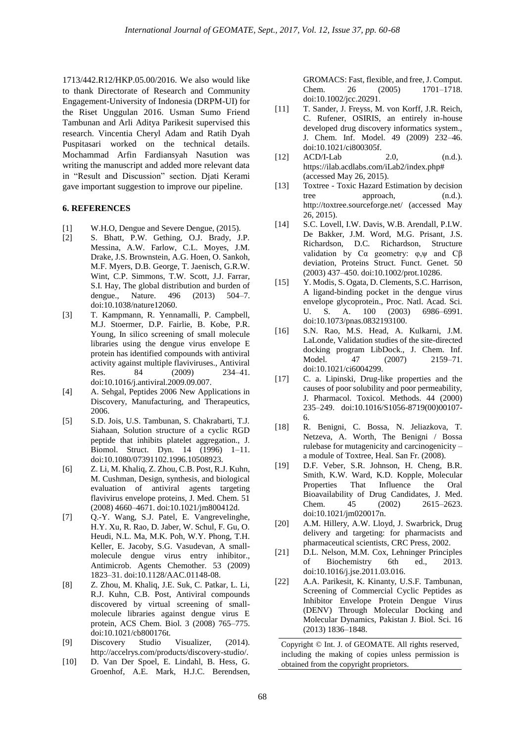1713/442.R12/HKP.05.00/2016. We also would like to thank Directorate of Research and Community Engagement-University of Indonesia (DRPM-UI) for the Riset Unggulan 2016. Usman Sumo Friend Tambunan and Arli Aditya Parikesit supervised this research. Vincentia Cheryl Adam and Ratih Dyah Puspitasari worked on the technical details. Mochammad Arfin Fardiansyah Nasution was writing the manuscript and added more relevant data in "Result and Discussion" section. Djati Kerami gave important suggestion to improve our pipeline.

## 6. REFERENCES

[1] W.H.O, Dengue and Severe Dengue, (2015).

[2] S. Bhatt, P.W. Gething, O.J. Brady, J.P. Messina, A.W. Farlow, C.L. Moyes, J.M. Drake, J.S. Brownstein, A.G. Hoen, O. Sankoh, M.F. Myers, D.B. George, T. Jaenisch, G.R.W. Wint, C.P. Simmons, T.W. Scott, J.J. Farrar, S.I. Hay, The global distribution and burden of dengue., Nature. 496 (2013) 504–7. doi:10.1038/nature12060.

[3] T. Kampmann, R. Yennamalli, P. Campbell, M.J. Stoermer, D.P. Fairlie, B. Kobe, P.R. Young, In silico screening of small molecule libraries using the dengue virus envelope E protein has identified compounds with antiviral activity against multiple flaviviruses., Antiviral Res. 84 (2009) 234–41. doi:10.1016/j.antiviral.2009.09.007.

[4] A. Sehgal, Peptides 2006 New Applications in Discovery, Manufacturing, and Therapeutics, 2006.

[5] S.D. Jois, U.S. Tambunan, S. Chakrabarti, T.J. Siahaan, Solution structure of a cyclic RGD peptide that inhibits platelet aggregation., J. Biomol. Struct. Dyn. 14 (1996) 1–11. doi:10.1080/07391102.1996.10508923.

[6] Z. Li, M. Khaliq, Z. Zhou, C.B. Post, R.J. Kuhn, M. Cushman, Design, synthesis, and biological evaluation of antiviral agents targeting flavivirus envelope proteins, J. Med. Chem. 51 (2008) 4660–4671. doi:10.1021/jm800412d.

[7] Q.-Y. Wang, S.J. Patel, E. Vangrevelinghe, H.Y. Xu, R. Rao, D. Jaber, W. Schul, F. Gu, O. Heudi, N.L. Ma, M.K. Poh, W.Y. Phong, T.H. Keller, E. Jacoby, S.G. Vasudevan, A small-molecule dengue virus entry inhibitor., Antimicrob. Agents Chemother. 53 (2009) 1823–31. doi:10.1128/AAC.01148-08.

[8] Z. Zhou, M. Khaliq, J.E. Suk, C. Patkar, L. Li, R.J. Kuhn, C.B. Post, Antiviral compounds discovered by virtual screening of small-molecule libraries against dengue virus E protein, ACS Chem. Biol. 3 (2008) 765–775. doi:10.1021/cb800176t.

[9] Discovery Studio Visualizer, (2014). http://accelrys.com/products/discovery-studio/.

[10] D. Van Der Spoel, E. Lindahl, B. Hess, G. Groenhof, A.E. Mark, H.J.C. Berendsen, GROMACS: Fast, flexible, and free, J. Comput. Chem. 26 (2005) 1701–1718. doi:10.1002/jcc.20291.

[11] T. Sander, J. Freyss, M. von Korff, J.R. Reich, C. Rufener, OSIRIS, an entirely in-house developed drug discovery informatics system., J. Chem. Inf. Model. 49 (2009) 232–46. doi:10.1021/ci800305f.

[12] ACD/I-Lab 2.0, (n.d.). https://ilab.acdlabs.com/iLab2/index.php# (accessed May 26, 2015).

[13] Toxtree - Toxic Hazard Estimation by decision tree approach, (n.d.). http://toxtree.sourceforge.net/ (accessed May 26, 2015).

[14] S.C. Lovell, I.W. Davis, W.B. Arendall, P.I.W. De Bakker, J.M. Word, M.G. Prisant, J.S. Richardson, D.C. Richardson, Structure validation by Cα geometry: φ,ψ and Cβ deviation, Proteins Struct. Funct. Genet. 50 (2003) 437–450. doi:10.1002/prot.10286.

[15] Y. Modis, S. Ogata, D. Clements, S.C. Harrison, A ligand-binding pocket in the dengue virus envelope glycoprotein., Proc. Natl. Acad. Sci. U. S. A. 100 (2003) 6986–6991. doi:10.1073/pnas.0832193100.

[16] S.N. Rao, M.S. Head, A. Kulkarni, J.M. LaLonde, Validation studies of the site-directed docking program LibDock., J. Chem. Inf. Model. 47 (2007) 2159–71. doi:10.1021/ci6004299.

[17] C. a. Lipinski, Drug-like properties and the causes of poor solubility and poor permeability, J. Pharmacol. Toxicol. Methods. 44 (2000) 235–249. doi:10.1016/S1056-8719(00)00107-6.

[18] R. Benigni, C. Bossa, N. Jeliazkova, T. Netzeva, A. Worth, The Benigni / Bossa rulebase for mutagenicity and carcinogenicity – a module of Toxtree, Heal. San Fr. (2008).

[19] D.F. Veber, S.R. Johnson, H. Cheng, B.R. Smith, K.W. Ward, K.D. Kopple, Molecular Properties That Influence the Oral Bioavailability of Drug Candidates, J. Med. Chem. 45 (2002) 2615–2623. doi:10.1021/jm020017n.

[20] A.M. Hillery, A.W. Lloyd, J. Swarbrick, Drug delivery and targeting: for pharmacists and pharmaceutical scientists, CRC Press, 2002.

[21] D.L. Nelson, M.M. Cox, Lehninger Principles of Biochemistry 6th ed., 2013. doi:10.1016/j.jse.2011.03.016.

[22] A.A. Parikesit, K. Kinanty, U.S.F. Tambunan, Screening of Commercial Cyclic Peptides as Inhibitor Envelope Protein Dengue Virus (DENV) Through Molecular Docking and Molecular Dynamics, Pakistan J. Biol. Sci. 16 (2013) 1836–1848.

Copyright © Int. J. of GEOMATE. All rights reserved, including the making of copies unless permission is obtained from the copyright proprietors.